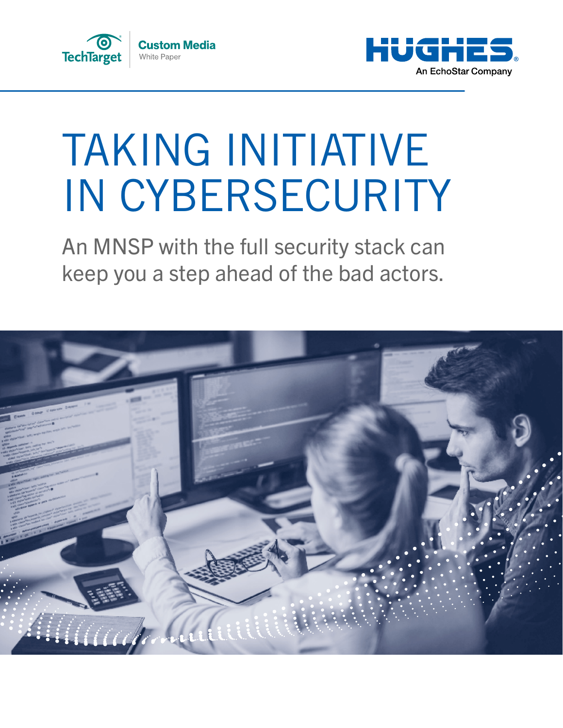TechTarget | Custom Media White Paper

HUGHES An EchoStar Company

# TAKING INITIATIVE IN CYBERSECURITY

An MNSP with the full security stack can keep you a step ahead of the bad actors.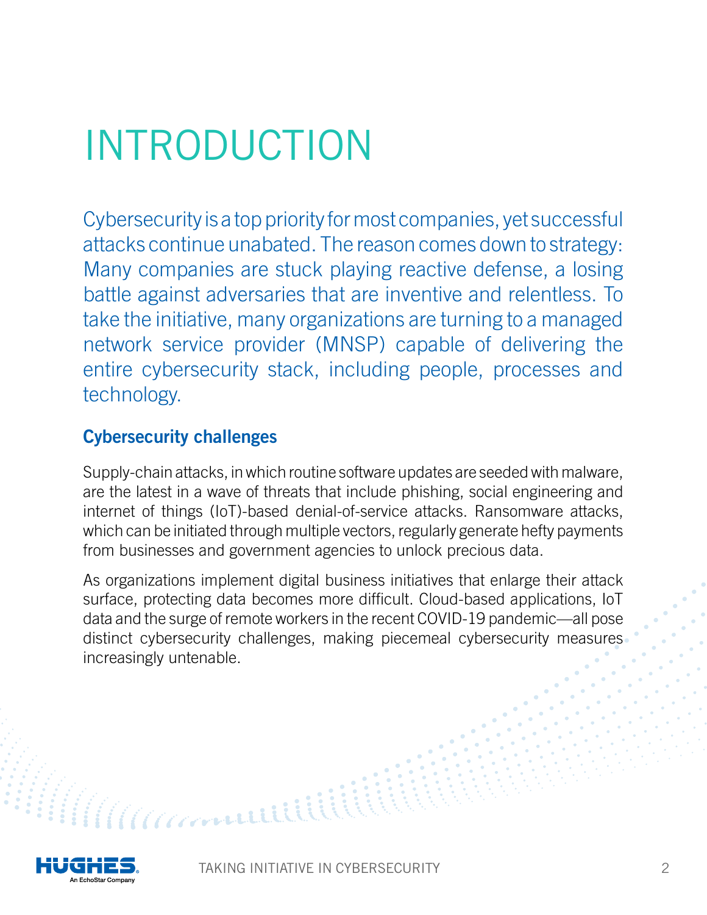# INTRODUCTION

Cybersecurity is a top priority for most companies, yet successful attacks continue unabated. The reason comes down to strategy: Many companies are stuck playing reactive defense, a losing battle against adversaries that are inventive and relentless. To take the initiative, many organizations are turning to a managed network service provider (MNSP) capable of delivering the entire cybersecurity stack, including people, processes and technology.

## Cybersecurity challenges

Supply-chain attacks, in which routine software updates are seeded with malware, are the latest in a wave of threats that include phishing, social engineering and internet of things (IoT)-based denial-of-service attacks. Ransomware attacks, which can be initiated through multiple vectors, regularly generate hefty payments from businesses and government agencies to unlock precious data.

As organizations implement digital business initiatives that enlarge their attack surface, protecting data becomes more difficult. Cloud-based applications, IoT data and the surge of remote workers in the recent COVID-19 pandemic—all pose distinct cybersecurity challenges, making piecemeal cybersecurity measures increasingly untenable.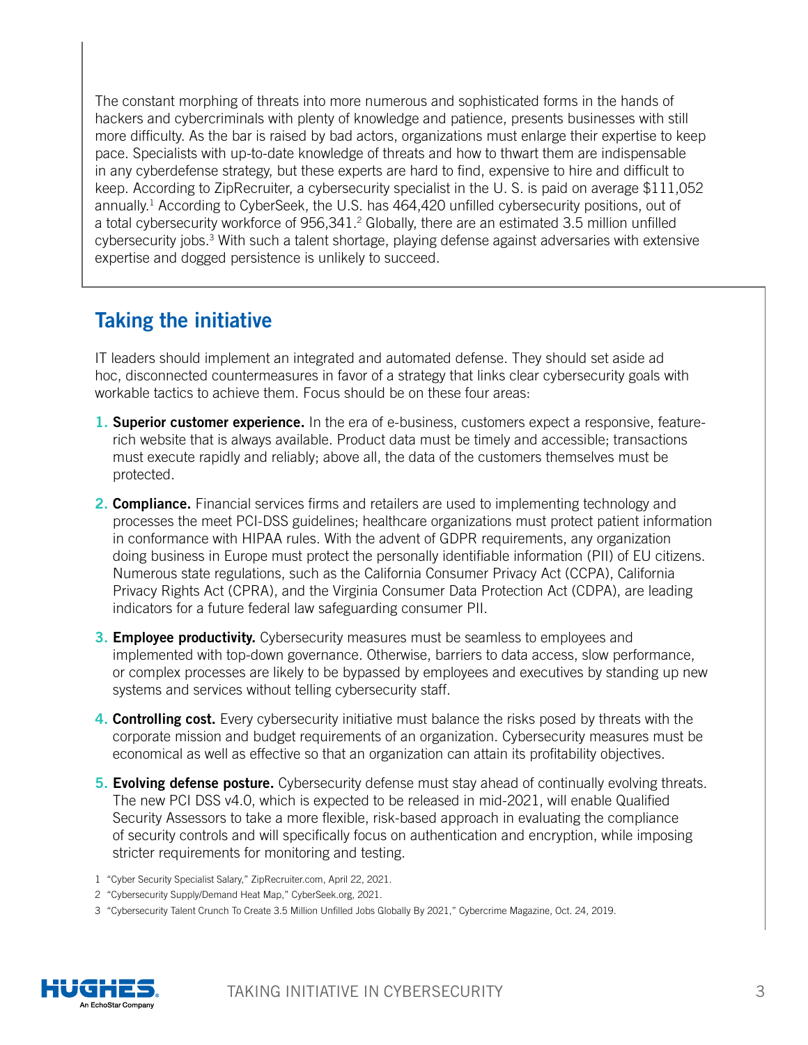The constant morphing of threats into more numerous and sophisticated forms in the hands of hackers and cybercriminals with plenty of knowledge and patience, presents businesses with still more difficulty. As the bar is raised by bad actors, organizations must enlarge their expertise to keep pace. Specialists with up-to-date knowledge of threats and how to thwart them are indispensable in any cyberdefense strategy, but these experts are hard to find, expensive to hire and difficult to keep. According to ZipRecruiter, a cybersecurity specialist in the U. S. is paid on average $111,052 annually.[1] According to CyberSeek, the U.S. has 464,420 unfilled cybersecurity positions, out of a total cybersecurity workforce of 956,341.[2] Globally, there are an estimated 3.5 million unfilled cybersecurity jobs.[3] With such a talent shortage, playing defense against adversaries with extensive expertise and dogged persistence is unlikely to succeed.

## Taking the initiative

IT leaders should implement an integrated and automated defense. They should set aside ad hoc, disconnected countermeasures in favor of a strategy that links clear cybersecurity goals with workable tactics to achieve them. Focus should be on these four areas:

1. **Superior customer experience.** In the era of e-business, customers expect a responsive, feature-rich website that is always available. Product data must be timely and accessible; transactions must execute rapidly and reliably; above all, the data of the customers themselves must be protected.
2. **Compliance.** Financial services firms and retailers are used to implementing technology and processes the meet PCI-DSS guidelines; healthcare organizations must protect patient information in conformance with HIPAA rules. With the advent of GDPR requirements, any organization doing business in Europe must protect the personally identifiable information (PII) of EU citizens. Numerous state regulations, such as the California Consumer Privacy Act (CCPA), California Privacy Rights Act (CPRA), and the Virginia Consumer Data Protection Act (CDPA), are leading indicators for a future federal law safeguarding consumer PII.
3. **Employee productivity.** Cybersecurity measures must be seamless to employees and implemented with top-down governance. Otherwise, barriers to data access, slow performance, or complex processes are likely to be bypassed by employees and executives by standing up new systems and services without telling cybersecurity staff.
4. **Controlling cost.** Every cybersecurity initiative must balance the risks posed by threats with the corporate mission and budget requirements of an organization. Cybersecurity measures must be economical as well as effective so that an organization can attain its profitability objectives.
5. **Evolving defense posture.** Cybersecurity defense must stay ahead of continually evolving threats. The new PCI DSS v4.0, which is expected to be released in mid-2021, will enable Qualified Security Assessors to take a more flexible, risk-based approach in evaluating the compliance of security controls and will specifically focus on authentication and encryption, while imposing stricter requirements for monitoring and testing.

1 "Cyber Security Specialist Salary," ZipRecruiter.com, April 22, 2021.

2 "Cybersecurity Supply/Demand Heat Map," CyberSeek.org, 2021.

3 "Cybersecurity Talent Crunch To Create 3.5 Million Unfilled Jobs Globally By 2021," Cybercrime Magazine, Oct. 24, 2019.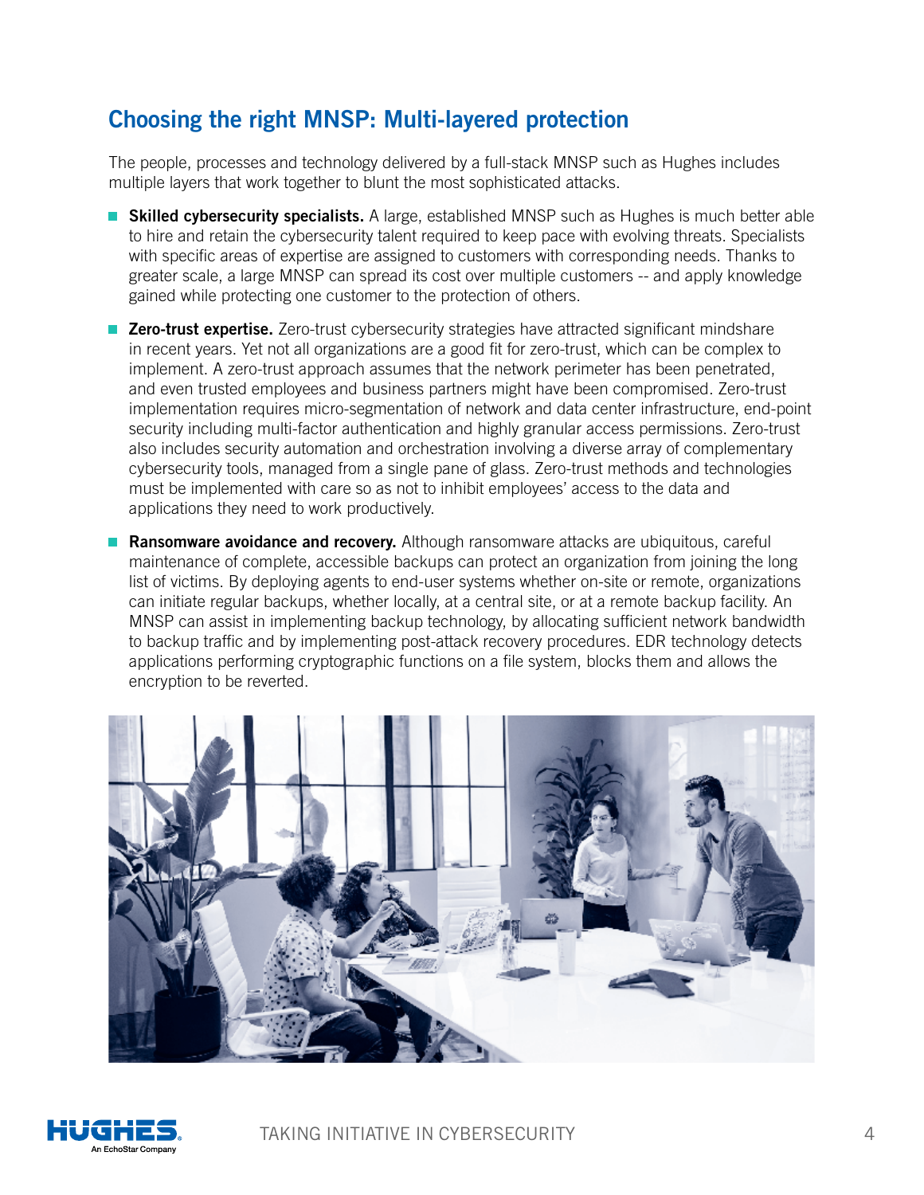## Choosing the right MNSP: Multi-layered protection

The people, processes and technology delivered by a full-stack MNSP such as Hughes includes multiple layers that work together to blunt the most sophisticated attacks.

- **Skilled cybersecurity specialists.** A large, established MNSP such as Hughes is much better able to hire and retain the cybersecurity talent required to keep pace with evolving threats. Specialists with specific areas of expertise are assigned to customers with corresponding needs. Thanks to greater scale, a large MNSP can spread its cost over multiple customers -- and apply knowledge gained while protecting one customer to the protection of others.
- **Zero-trust expertise.** Zero-trust cybersecurity strategies have attracted significant mindshare in recent years. Yet not all organizations are a good fit for zero-trust, which can be complex to implement. A zero-trust approach assumes that the network perimeter has been penetrated, and even trusted employees and business partners might have been compromised. Zero-trust implementation requires micro-segmentation of network and data center infrastructure, end-point security including multi-factor authentication and highly granular access permissions. Zero-trust also includes security automation and orchestration involving a diverse array of complementary cybersecurity tools, managed from a single pane of glass. Zero-trust methods and technologies must be implemented with care so as not to inhibit employees' access to the data and applications they need to work productively.
- **Ransomware avoidance and recovery.** Although ransomware attacks are ubiquitous, careful maintenance of complete, accessible backups can protect an organization from joining the long list of victims. By deploying agents to end-user systems whether on-site or remote, organizations can initiate regular backups, whether locally, at a central site, or at a remote backup facility. An MNSP can assist in implementing backup technology, by allocating sufficient network bandwidth to backup traffic and by implementing post-attack recovery procedures. EDR technology detects applications performing cryptographic functions on a file system, blocks them and allows the encryption to be reverted.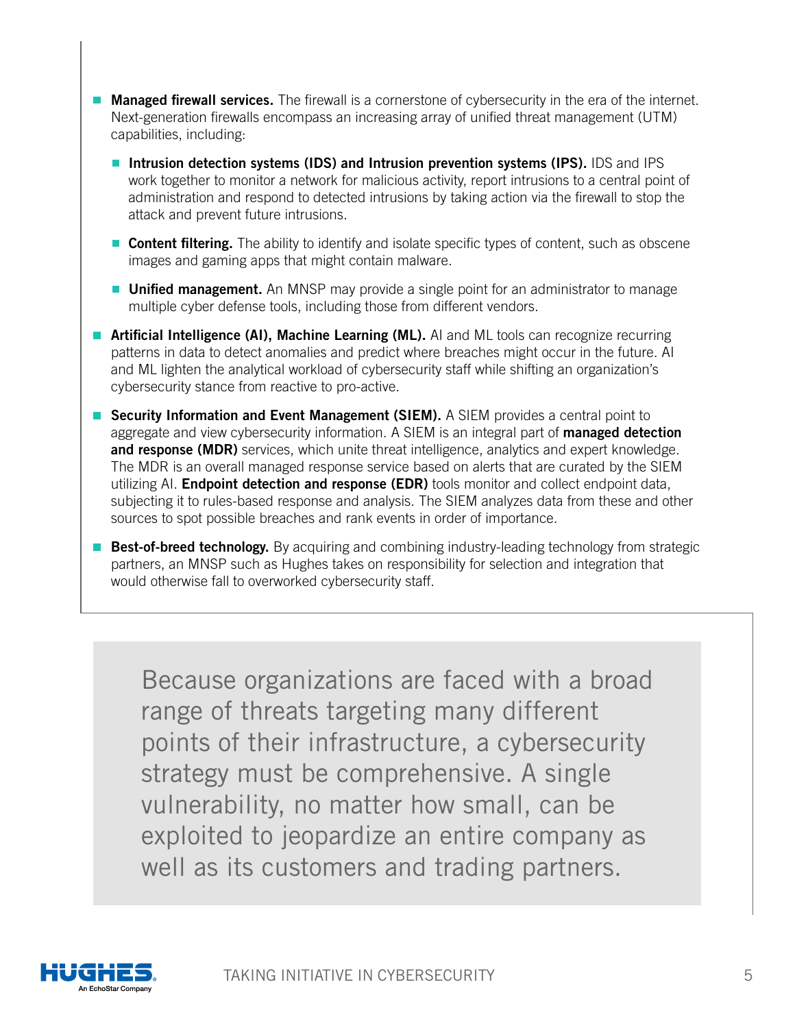- **Managed firewall services.** The firewall is a cornerstone of cybersecurity in the era of the internet. Next-generation firewalls encompass an increasing array of unified threat management (UTM) capabilities, including:
  - **Intrusion detection systems (IDS) and Intrusion prevention systems (IPS).** IDS and IPS work together to monitor a network for malicious activity, report intrusions to a central point of administration and respond to detected intrusions by taking action via the firewall to stop the attack and prevent future intrusions.
  - **Content filtering.** The ability to identify and isolate specific types of content, such as obscene images and gaming apps that might contain malware.
  - **Unified management.** An MNSP may provide a single point for an administrator to manage multiple cyber defense tools, including those from different vendors.
- **Artificial Intelligence (AI), Machine Learning (ML).** AI and ML tools can recognize recurring patterns in data to detect anomalies and predict where breaches might occur in the future. AI and ML lighten the analytical workload of cybersecurity staff while shifting an organization's cybersecurity stance from reactive to pro-active.
- **Security Information and Event Management (SIEM).** A SIEM provides a central point to aggregate and view cybersecurity information. A SIEM is an integral part of **managed detection and response (MDR)** services, which unite threat intelligence, analytics and expert knowledge. The MDR is an overall managed response service based on alerts that are curated by the SIEM utilizing AI. **Endpoint detection and response (EDR)** tools monitor and collect endpoint data, subjecting it to rules-based response and analysis. The SIEM analyzes data from these and other sources to spot possible breaches and rank events in order of importance.
- **Best-of-breed technology.** By acquiring and combining industry-leading technology from strategic partners, an MNSP such as Hughes takes on responsibility for selection and integration that would otherwise fall to overworked cybersecurity staff.

> Because organizations are faced with a broad range of threats targeting many different points of their infrastructure, a cybersecurity strategy must be comprehensive. A single vulnerability, no matter how small, can be exploited to jeopardize an entire company as well as its customers and trading partners.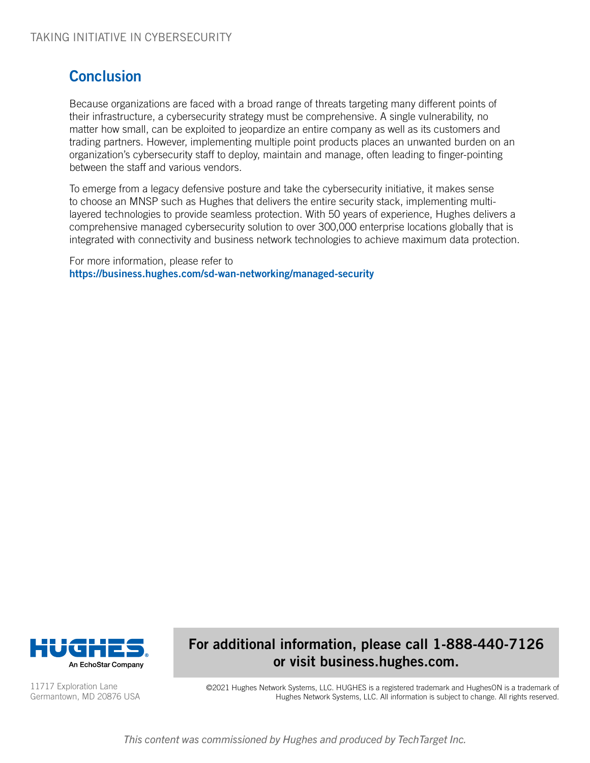## Conclusion

Because organizations are faced with a broad range of threats targeting many different points of their infrastructure, a cybersecurity strategy must be comprehensive. A single vulnerability, no matter how small, can be exploited to jeopardize an entire company as well as its customers and trading partners. However, implementing multiple point products places an unwanted burden on an organization's cybersecurity staff to deploy, maintain and manage, often leading to finger-pointing between the staff and various vendors.

To emerge from a legacy defensive posture and take the cybersecurity initiative, it makes sense to choose an MNSP such as Hughes that delivers the entire security stack, implementing multi-layered technologies to provide seamless protection. With 50 years of experience, Hughes delivers a comprehensive managed cybersecurity solution to over 300,000 enterprise locations globally that is integrated with connectivity and business network technologies to achieve maximum data protection.

For more information, please refer to
**https://business.hughes.com/sd-wan-networking/managed-security**

HUGHES®
An EchoStar Company

11717 Exploration Lane
Germantown, MD 20876 USA

**For additional information, please call 1-888-440-7126 or visit business.hughes.com.**

©2021 Hughes Network Systems, LLC. HUGHES is a registered trademark and HughesON is a trademark of Hughes Network Systems, LLC. All information is subject to change. All rights reserved.

*This content was commissioned by Hughes and produced by TechTarget Inc.*